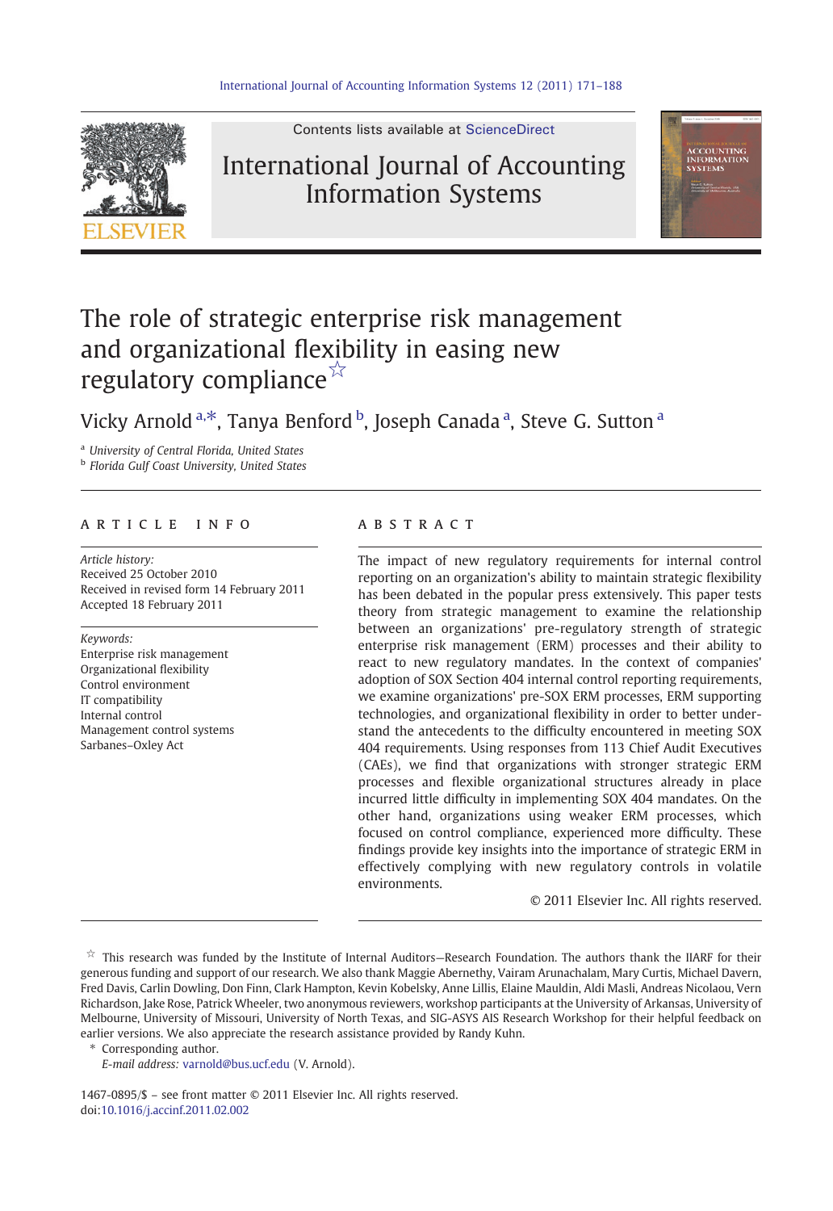# The role of strategic enterprise risk management and organizational flexibility in easing new regulatory compliance ☆

Vicky Arnold [a,*], Tanya Benford [b], Joseph Canada [a], Steve G. Sutton [a]

[a] University of Central Florida, United States
[b] Florida Gulf Coast University, United States

## ARTICLE INFO

*Article history:*
Received 25 October 2010
Received in revised form 14 February 2011
Accepted 18 February 2011

*Keywords:*
Enterprise risk management
Organizational flexibility
Control environment
IT compatibility
Internal control
Management control systems
Sarbanes–Oxley Act

## ABSTRACT

The impact of new regulatory requirements for internal control reporting on an organization's ability to maintain strategic flexibility has been debated in the popular press extensively. This paper tests theory from strategic management to examine the relationship between an organizations' pre-regulatory strength of strategic enterprise risk management (ERM) processes and their ability to react to new regulatory mandates. In the context of companies' adoption of SOX Section 404 internal control reporting requirements, we examine organizations' pre-SOX ERM processes, ERM supporting technologies, and organizational flexibility in order to better understand the antecedents to the difficulty encountered in meeting SOX 404 requirements. Using responses from 113 Chief Audit Executives (CAEs), we find that organizations with stronger strategic ERM processes and flexible organizational structures already in place incurred little difficulty in implementing SOX 404 mandates. On the other hand, organizations using weaker ERM processes, which focused on control compliance, experienced more difficulty. These findings provide key insights into the importance of strategic ERM in effectively complying with new regulatory controls in volatile environments.

© 2011 Elsevier Inc. All rights reserved.

☆ This research was funded by the Institute of Internal Auditors—Research Foundation. The authors thank the IIARF for their generous funding and support of our research. We also thank Maggie Abernethy, Vairam Arunachalam, Mary Curtis, Michael Davern, Fred Davis, Carlin Dowling, Don Finn, Clark Hampton, Kevin Kobelsky, Anne Lillis, Elaine Mauldin, Aldi Masli, Andreas Nicolaou, Vern Richardson, Jake Rose, Patrick Wheeler, two anonymous reviewers, workshop participants at the University of Arkansas, University of Melbourne, University of Missouri, University of North Texas, and SIG-ASYS AIS Research Workshop for their helpful feedback on earlier versions. We also appreciate the research assistance provided by Randy Kuhn.

\* Corresponding author.
*E-mail address:* varnold@bus.ucf.edu (V. Arnold).

1467-0895/$ – see front matter © 2011 Elsevier Inc. All rights reserved.
doi:10.1016/j.accinf.2011.02.002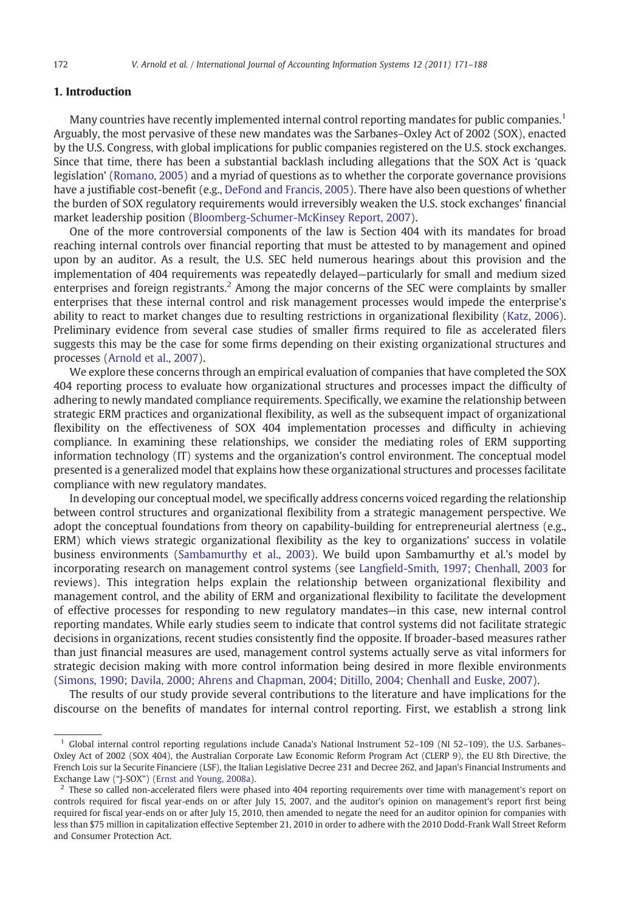## 1. Introduction

Many countries have recently implemented internal control reporting mandates for public companies.[1] Arguably, the most pervasive of these new mandates was the Sarbanes–Oxley Act of 2002 (SOX), enacted by the U.S. Congress, with global implications for public companies registered on the U.S. stock exchanges. Since that time, there has been a substantial backlash including allegations that the SOX Act is 'quack legislation' (Romano, 2005) and a myriad of questions as to whether the corporate governance provisions have a justifiable cost-benefit (e.g., DeFond and Francis, 2005). There have also been questions of whether the burden of SOX regulatory requirements would irreversibly weaken the U.S. stock exchanges' financial market leadership position (Bloomberg-Schumer-McKinsey Report, 2007).

One of the more controversial components of the law is Section 404 with its mandates for broad reaching internal controls over financial reporting that must be attested to by management and opined upon by an auditor. As a result, the U.S. SEC held numerous hearings about this provision and the implementation of 404 requirements was repeatedly delayed—particularly for small and medium sized enterprises and foreign registrants.[2] Among the major concerns of the SEC were complaints by smaller enterprises that these internal control and risk management processes would impede the enterprise's ability to react to market changes due to resulting restrictions in organizational flexibility (Katz, 2006). Preliminary evidence from several case studies of smaller firms required to file as accelerated filers suggests this may be the case for some firms depending on their existing organizational structures and processes (Arnold et al., 2007).

We explore these concerns through an empirical evaluation of companies that have completed the SOX 404 reporting process to evaluate how organizational structures and processes impact the difficulty of adhering to newly mandated compliance requirements. Specifically, we examine the relationship between strategic ERM practices and organizational flexibility, as well as the subsequent impact of organizational flexibility on the effectiveness of SOX 404 implementation processes and difficulty in achieving compliance. In examining these relationships, we consider the mediating roles of ERM supporting information technology (IT) systems and the organization's control environment. The conceptual model presented is a generalized model that explains how these organizational structures and processes facilitate compliance with new regulatory mandates.

In developing our conceptual model, we specifically address concerns voiced regarding the relationship between control structures and organizational flexibility from a strategic management perspective. We adopt the conceptual foundations from theory on capability-building for entrepreneurial alertness (e.g., ERM) which views strategic organizational flexibility as the key to organizations' success in volatile business environments (Sambamurthy et al., 2003). We build upon Sambamurthy et al.'s model by incorporating research on management control systems (see Langfield-Smith, 1997; Chenhall, 2003 for reviews). This integration helps explain the relationship between organizational flexibility and management control, and the ability of ERM and organizational flexibility to facilitate the development of effective processes for responding to new regulatory mandates—in this case, new internal control reporting mandates. While early studies seem to indicate that control systems did not facilitate strategic decisions in organizations, recent studies consistently find the opposite. If broader-based measures rather than just financial measures are used, management control systems actually serve as vital informers for strategic decision making with more control information being desired in more flexible environments (Simons, 1990; Davila, 2000; Ahrens and Chapman, 2004; Ditillo, 2004; Chenhall and Euske, 2007).

The results of our study provide several contributions to the literature and have implications for the discourse on the benefits of mandates for internal control reporting. First, we establish a strong link

---

[1] Global internal control reporting regulations include Canada's National Instrument 52–109 (NI 52–109), the U.S. Sarbanes–Oxley Act of 2002 (SOX 404), the Australian Corporate Law Economic Reform Program Act (CLERP 9), the EU 8th Directive, the French Lois sur la Securite Financiere (LSF), the Italian Legislative Decree 231 and Decree 262, and Japan's Financial Instruments and Exchange Law ("J-SOX") (Ernst and Young, 2008a).

[2] These so called non-accelerated filers were phased into 404 reporting requirements over time with management's report on controls required for fiscal year-ends on or after July 15, 2007, and the auditor's opinion on management's report first being required for fiscal year-ends on or after July 15, 2010, then amended to negate the need for an auditor opinion for companies with less than $75 million in capitalization effective September 21, 2010 in order to adhere with the 2010 Dodd-Frank Wall Street Reform and Consumer Protection Act.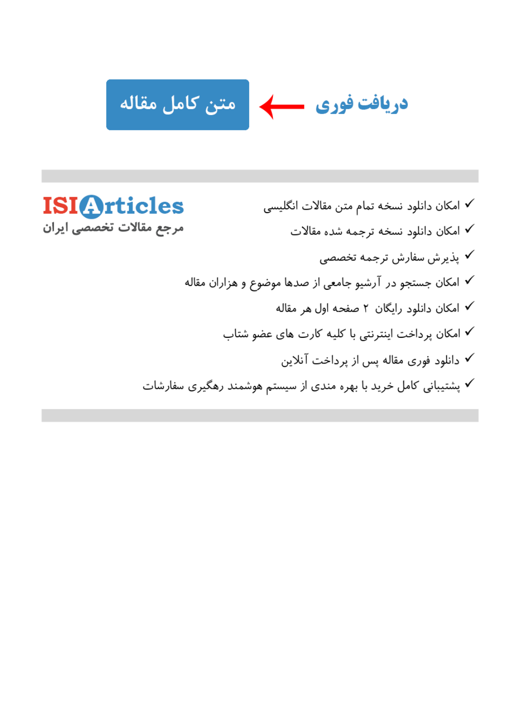دریافت فوری ← متن کامل مقاله

ISIArticles
مرجع مقالات تخصصی ایران

- ✓ امکان دانلود نسخه تمام متن مقالات انگلیسی
- ✓ امکان دانلود نسخه ترجمه شده مقالات
- ✓ پذیرش سفارش ترجمه تخصصی
- ✓ امکان جستجو در آرشیو جامعی از صدها موضوع و هزاران مقاله
- ✓ امکان دانلود رایگان ۲ صفحه اول هر مقاله
- ✓ امکان پرداخت اینترنتی با کلیه کارت های عضو شتاب
- ✓ دانلود فوری مقاله پس از پرداخت آنلاین
- ✓ پشتیبانی کامل خرید با بهره مندی از سیستم هوشمند رهگیری سفارشات